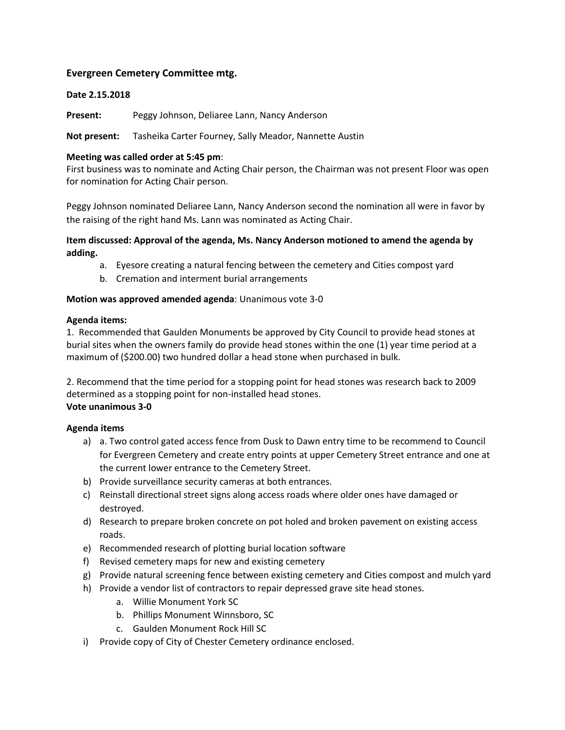### Evergreen Cemetery Committee mtg.

**Date 2.15.2018**

**Present:** Peggy Johnson, Deliaree Lann, Nancy Anderson

**Not present:** Tasheika Carter Fourney, Sally Meador, Nannette Austin

**Meeting was called order at 5:45 pm**:
First business was to nominate and Acting Chair person, the Chairman was not present Floor was open for nomination for Acting Chair person.

Peggy Johnson nominated Deliaree Lann, Nancy Anderson second the nomination all were in favor by the raising of the right hand Ms. Lann was nominated as Acting Chair.

**Item discussed: Approval of the agenda, Ms. Nancy Anderson motioned to amend the agenda by adding.**

a. Eyesore creating a natural fencing between the cemetery and Cities compost yard
b. Cremation and interment burial arrangements

**Motion was approved amended agenda**: Unanimous vote 3-0

**Agenda items:**

1. Recommended that Gaulden Monuments be approved by City Council to provide head stones at burial sites when the owners family do provide head stones within the one (1) year time period at a maximum of ($200.00) two hundred dollar a head stone when purchased in bulk.

2. Recommend that the time period for a stopping point for head stones was research back to 2009 determined as a stopping point for non-installed head stones.

**Vote unanimous 3-0**

**Agenda items**

a) a. Two control gated access fence from Dusk to Dawn entry time to be recommend to Council for Evergreen Cemetery and create entry points at upper Cemetery Street entrance and one at the current lower entrance to the Cemetery Street.
b) Provide surveillance security cameras at both entrances.
c) Reinstall directional street signs along access roads where older ones have damaged or destroyed.
d) Research to prepare broken concrete on pot holed and broken pavement on existing access roads.
e) Recommended research of plotting burial location software
f) Revised cemetery maps for new and existing cemetery
g) Provide natural screening fence between existing cemetery and Cities compost and mulch yard
h) Provide a vendor list of contractors to repair depressed grave site head stones.
   a. Willie Monument York SC
   b. Phillips Monument Winnsboro, SC
   c. Gaulden Monument Rock Hill SC
i) Provide copy of City of Chester Cemetery ordinance enclosed.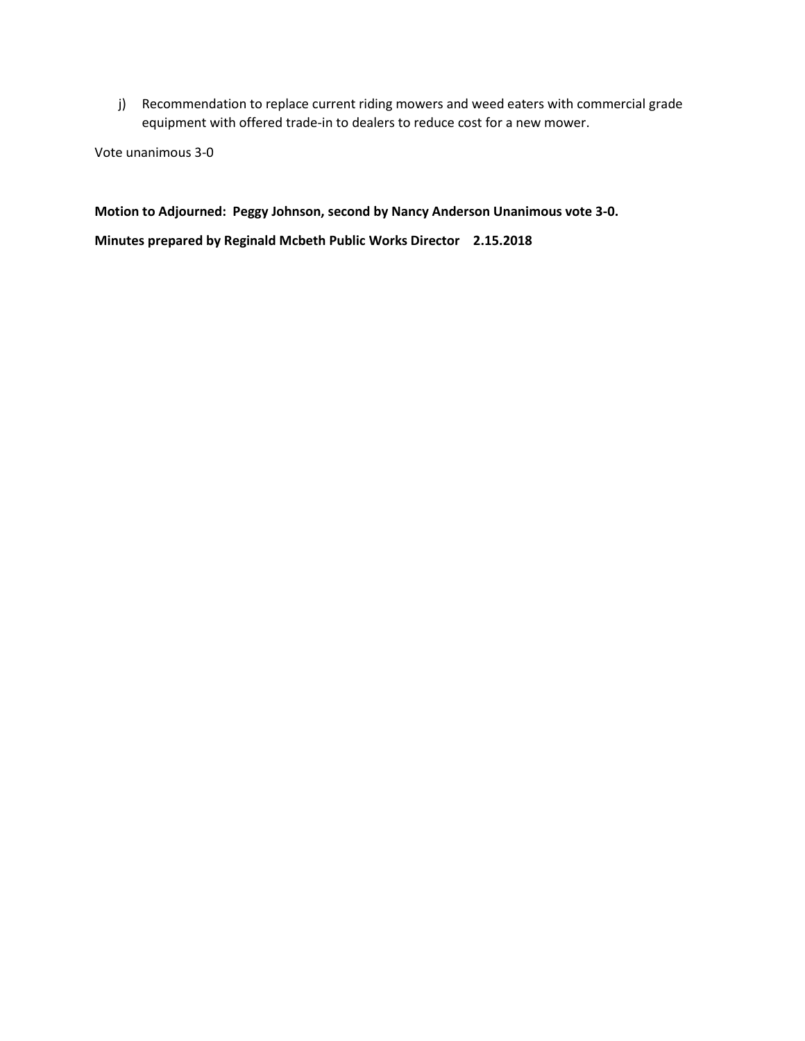j) Recommendation to replace current riding mowers and weed eaters with commercial grade equipment with offered trade-in to dealers to reduce cost for a new mower.

Vote unanimous 3-0

**Motion to Adjourned: Peggy Johnson, second by Nancy Anderson Unanimous vote 3-0.**

**Minutes prepared by Reginald Mcbeth Public Works Director 2.15.2018**